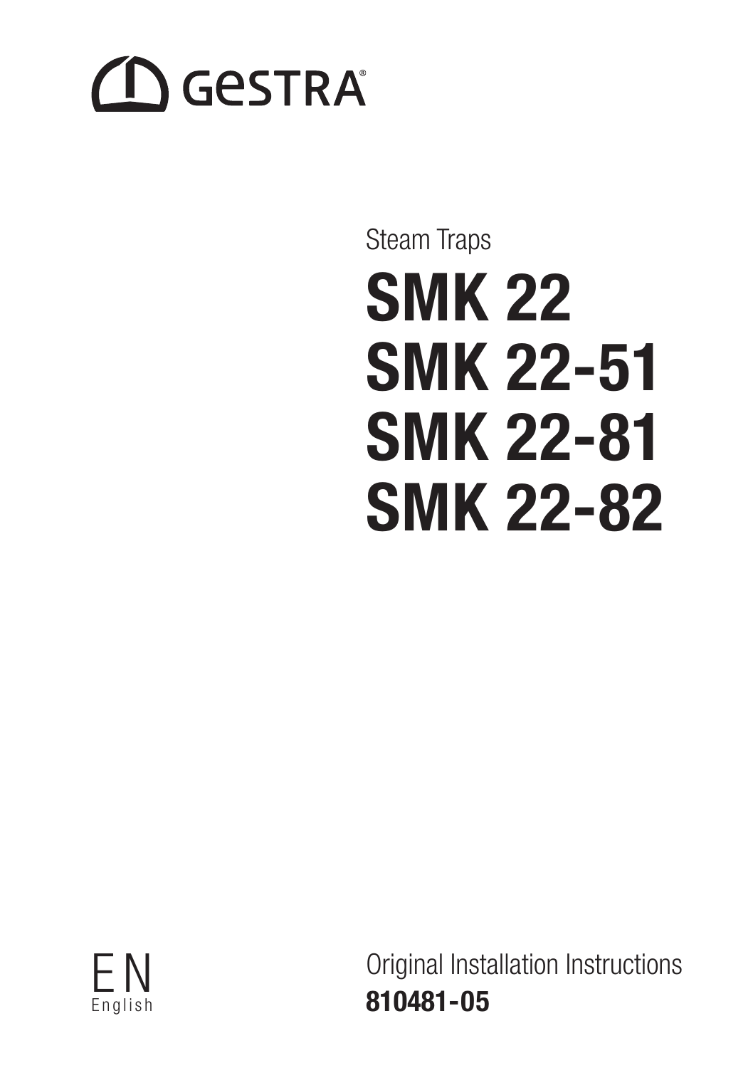GESTRA®

Steam Traps

# SMK 22
# SMK 22-51
# SMK 22-81
# SMK 22-82

EN
English

Original Installation Instructions
**810481-05**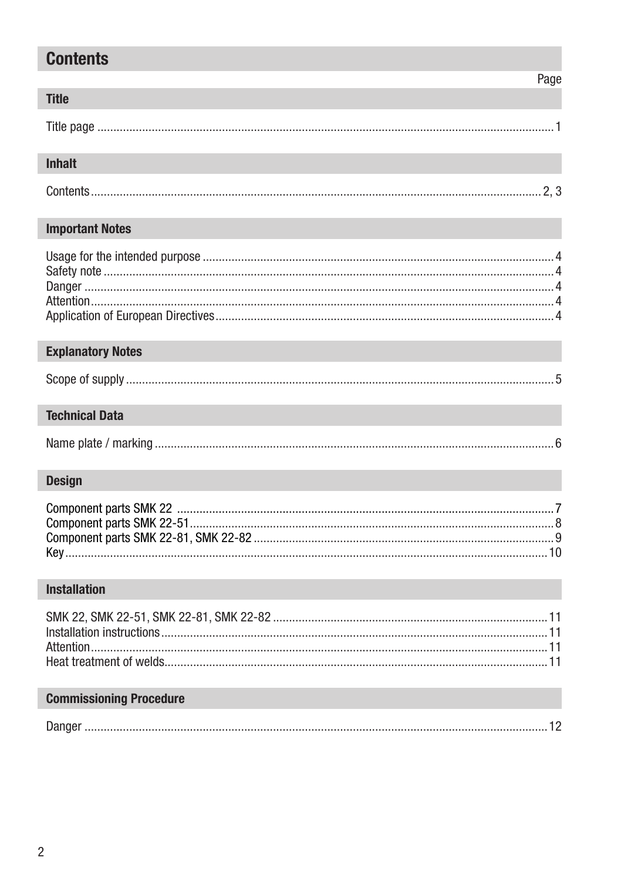# Contents

| | Page |
|---|---|
| **Title** | |
| Title page | 1 |
| **Inhalt** | |
| Contents | 2, 3 |
| **Important Notes** | |
| Usage for the intended purpose | 4 |
| Safety note | 4 |
| Danger | 4 |
| Attention | 4 |
| Application of European Directives | 4 |
| **Explanatory Notes** | |
| Scope of supply | 5 |
| **Technical Data** | |
| Name plate / marking | 6 |
| **Design** | |
| Component parts SMK 22 | 7 |
| Component parts SMK 22-51 | 8 |
| Component parts SMK 22-81, SMK 22-82 | 9 |
| Key | 10 |
| **Installation** | |
| SMK 22, SMK 22-51, SMK 22-81, SMK 22-82 | 11 |
| Installation instructions | 11 |
| Attention | 11 |
| Heat treatment of welds | 11 |
| **Commissioning Procedure** | |
| Danger | 12 |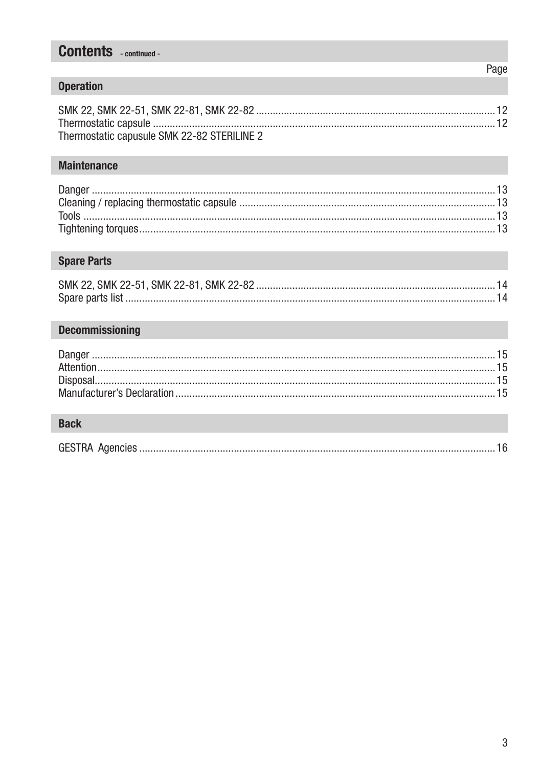## Contents - continued -

Page

### Operation

SMK 22, SMK 22-51, SMK 22-81, SMK 22-82 .......... 12
Thermostatic capsule .......... 12
Thermostatic capusule SMK 22-82 STERILINE 2

### Maintenance

Danger .......... 13
Cleaning / replacing thermostatic capsule .......... 13
Tools .......... 13
Tightening torques .......... 13

### Spare Parts

SMK 22, SMK 22-51, SMK 22-81, SMK 22-82 .......... 14
Spare parts list .......... 14

### Decommissioning

Danger .......... 15
Attention .......... 15
Disposal .......... 15
Manufacturer's Declaration .......... 15

### Back

GESTRA Agencies .......... 16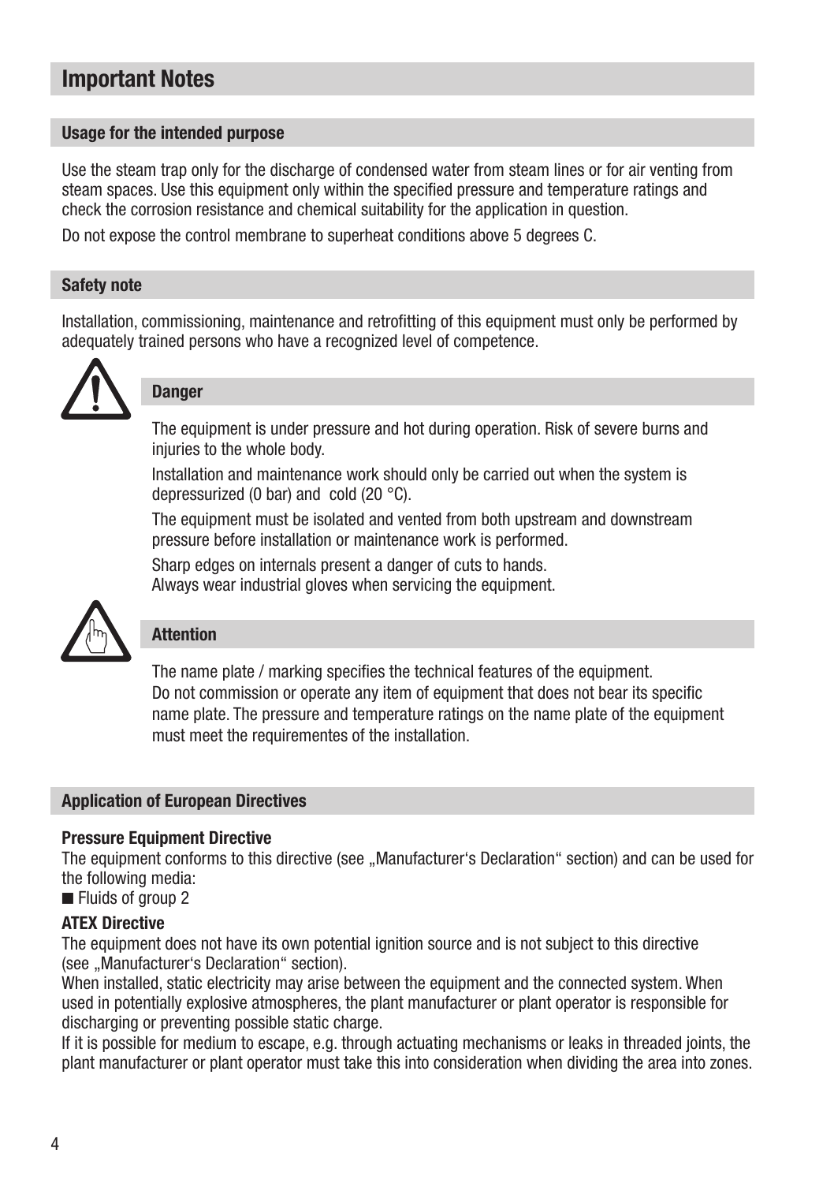# Important Notes

## Usage for the intended purpose

Use the steam trap only for the discharge of condensed water from steam lines or for air venting from steam spaces. Use this equipment only within the specified pressure and temperature ratings and check the corrosion resistance and chemical suitability for the application in question.

Do not expose the control membrane to superheat conditions above 5 degrees C.

## Safety note

Installation, commissioning, maintenance and retrofitting of this equipment must only be performed by adequately trained persons who have a recognized level of competence.

### Danger

The equipment is under pressure and hot during operation. Risk of severe burns and injuries to the whole body.

Installation and maintenance work should only be carried out when the system is depressurized (0 bar) and cold (20 °C).

The equipment must be isolated and vented from both upstream and downstream pressure before installation or maintenance work is performed.

Sharp edges on internals present a danger of cuts to hands.
Always wear industrial gloves when servicing the equipment.

### Attention

The name plate / marking specifies the technical features of the equipment.
Do not commission or operate any item of equipment that does not bear its specific name plate. The pressure and temperature ratings on the name plate of the equipment must meet the requirementes of the installation.

## Application of European Directives

**Pressure Equipment Directive**
The equipment conforms to this directive (see „Manufacturer's Declaration" section) and can be used for the following media:

- Fluids of group 2

**ATEX Directive**
The equipment does not have its own potential ignition source and is not subject to this directive (see „Manufacturer's Declaration" section).
When installed, static electricity may arise between the equipment and the connected system. When used in potentially explosive atmospheres, the plant manufacturer or plant operator is responsible for discharging or preventing possible static charge.
If it is possible for medium to escape, e.g. through actuating mechanisms or leaks in threaded joints, the plant manufacturer or plant operator must take this into consideration when dividing the area into zones.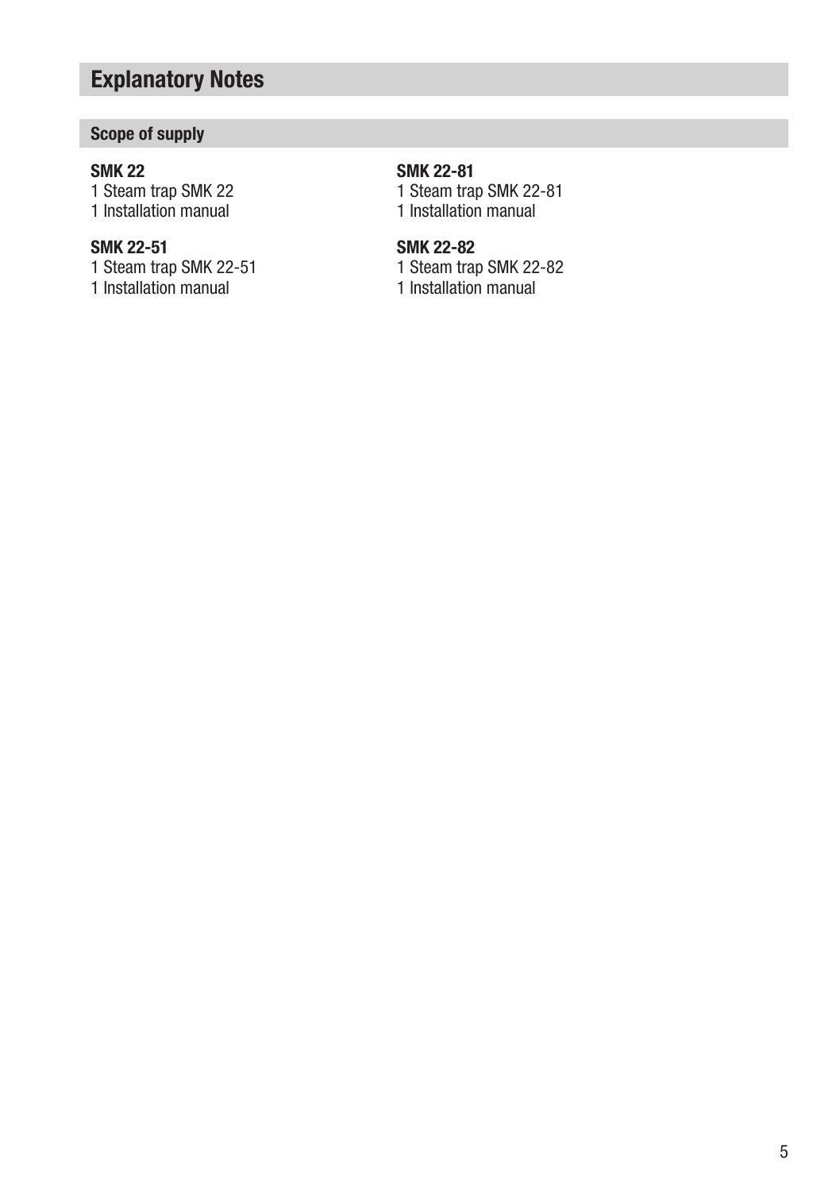# Explanatory Notes

## Scope of supply

**SMK 22**
1 Steam trap SMK 22
1 Installation manual

**SMK 22-51**
1 Steam trap SMK 22-51
1 Installation manual

**SMK 22-81**
1 Steam trap SMK 22-81
1 Installation manual

**SMK 22-82**
1 Steam trap SMK 22-82
1 Installation manual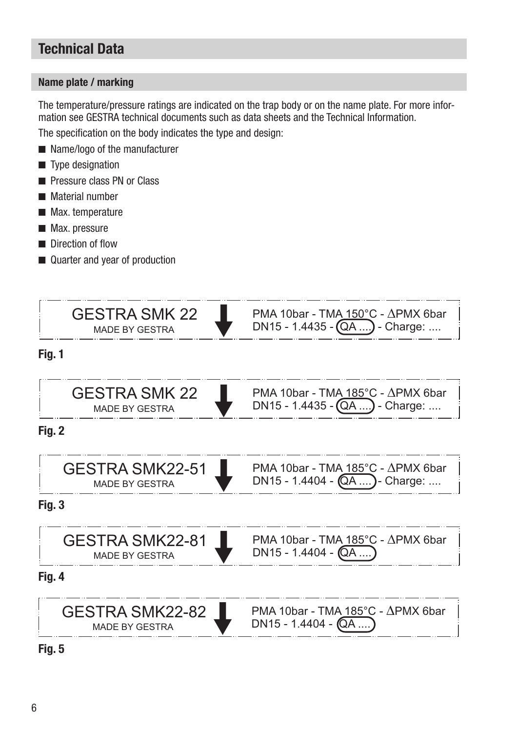# Technical Data

## Name plate / marking

The temperature/pressure ratings are indicated on the trap body or on the name plate. For more information see GESTRA technical documents such as data sheets and the Technical Information.

The specification on the body indicates the type and design:

- Name/logo of the manufacturer
- Type designation
- Pressure class PN or Class
- Material number
- Max. temperature
- Max. pressure
- Direction of flow
- Quarter and year of production

GESTRA SMK 22
MADE BY GESTRA
PMA 10bar - TMA 150°C - ΔPMX 6bar
DN15 - 1.4435 - QA .... - Charge: ....

**Fig. 1**

GESTRA SMK 22
MADE BY GESTRA
PMA 10bar - TMA 185°C - ΔPMX 6bar
DN15 - 1.4435 - QA .... - Charge: ....

**Fig. 2**

GESTRA SMK22-51
MADE BY GESTRA
PMA 10bar - TMA 185°C - ΔPMX 6bar
DN15 - 1.4404 - QA .... - Charge: ....

**Fig. 3**

GESTRA SMK22-81
MADE BY GESTRA
PMA 10bar - TMA 185°C - ΔPMX 6bar
DN15 - 1.4404 - QA ....

**Fig. 4**

GESTRA SMK22-82
MADE BY GESTRA
PMA 10bar - TMA 185°C - ΔPMX 6bar
DN15 - 1.4404 - QA ....

**Fig. 5**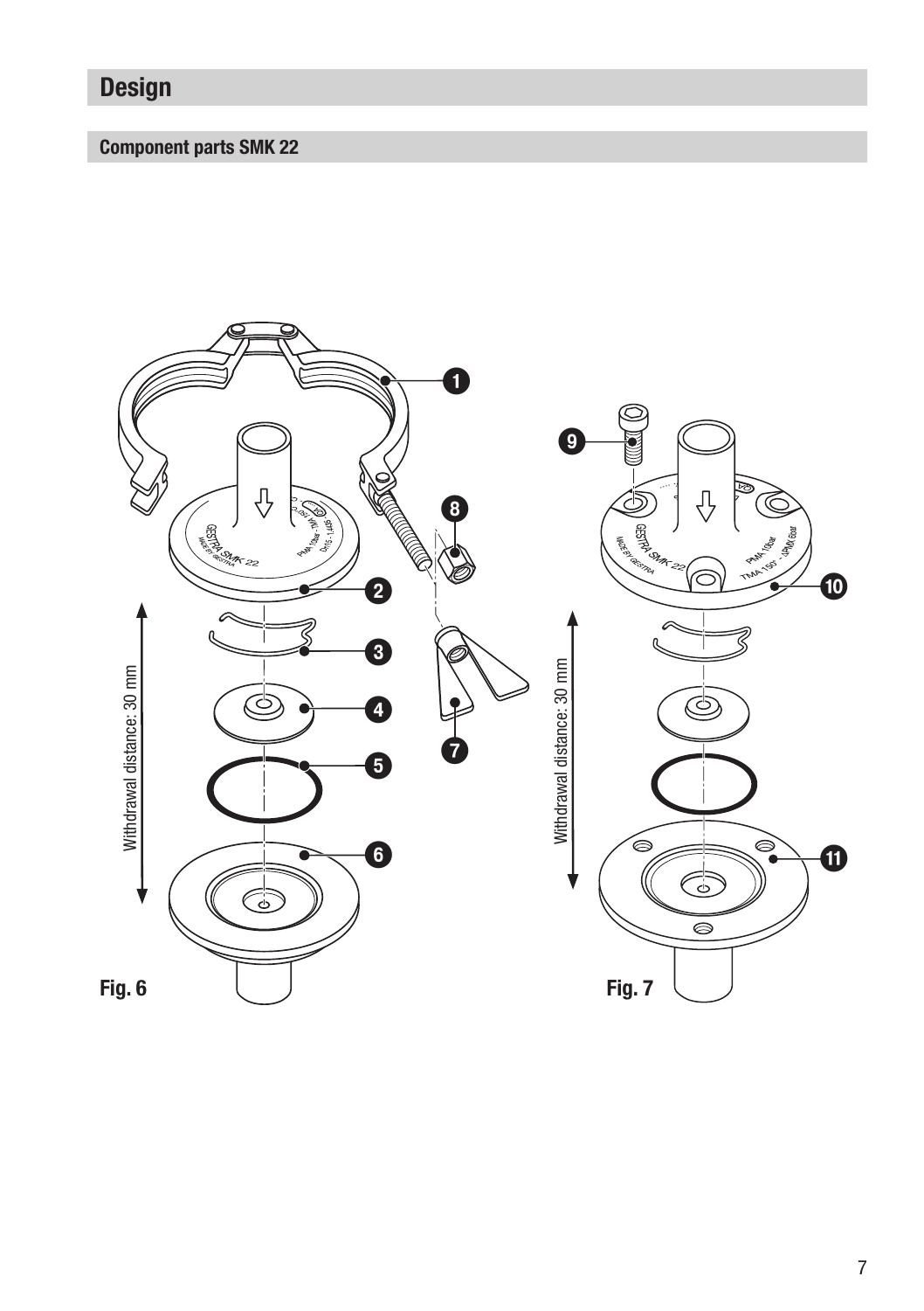# Design

## Component parts SMK 22

Withdrawal distance: 30 mm

Fig. 6

Withdrawal distance: 30 mm

Fig. 7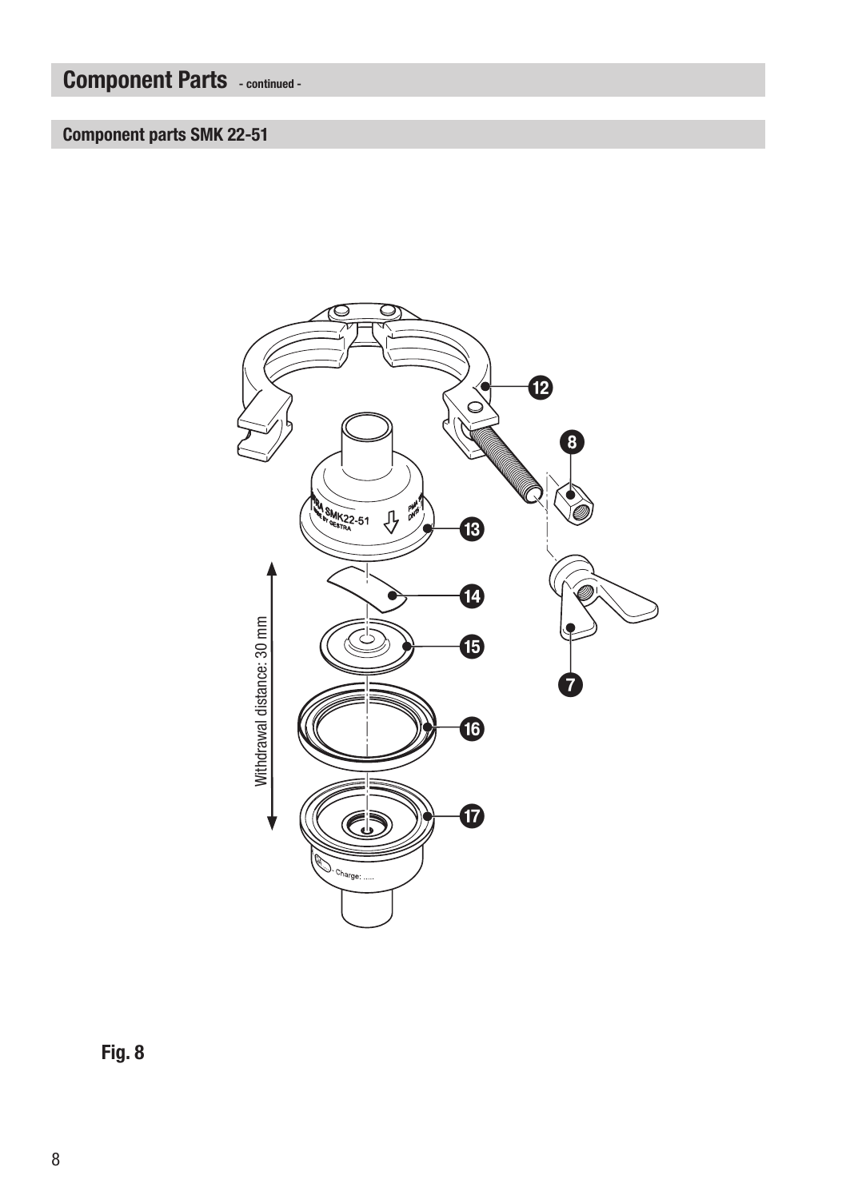# Component Parts - continued -

## Component parts SMK 22-51

Fig. 8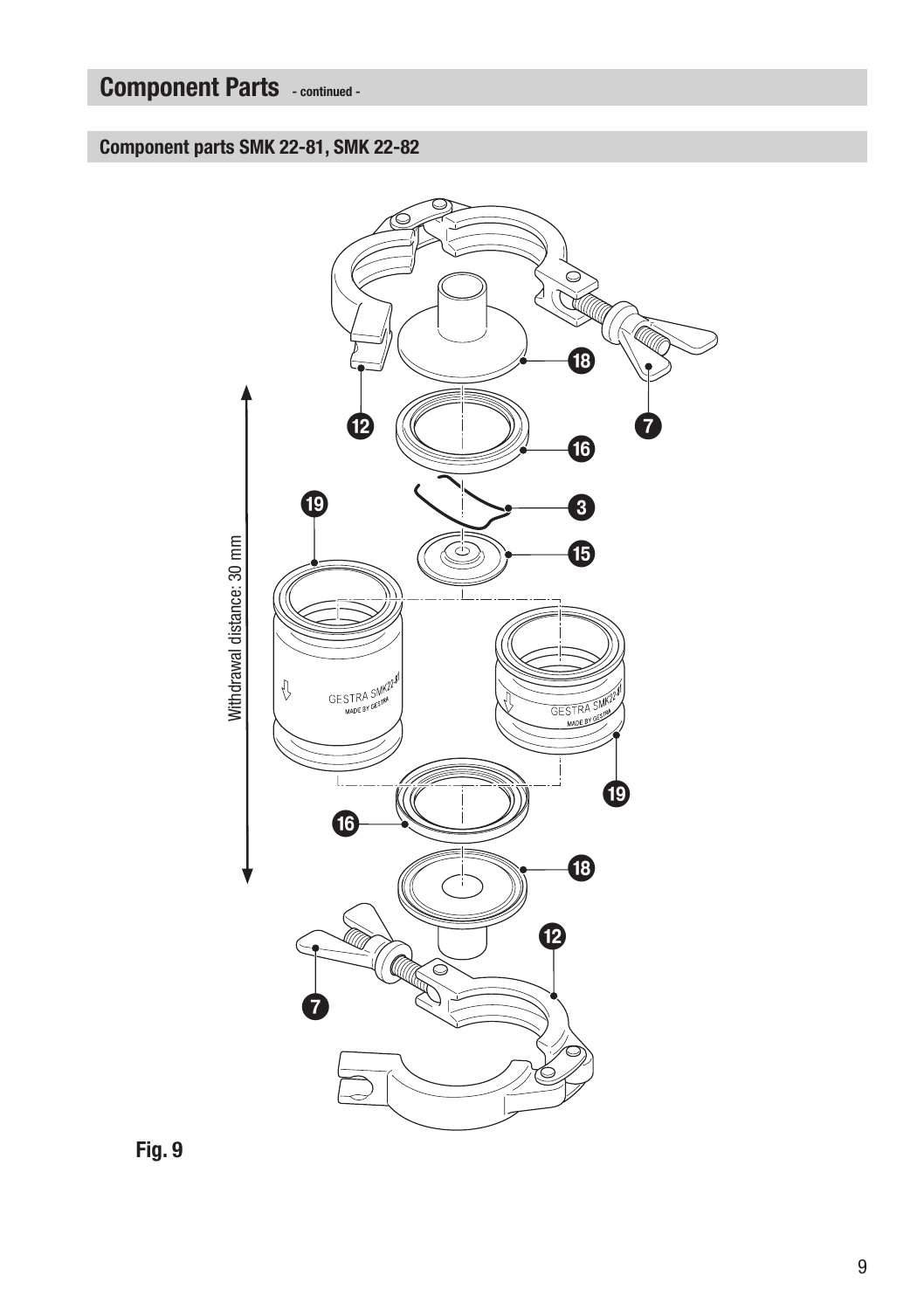# Component Parts - continued -

## Component parts SMK 22-81, SMK 22-82

Fig. 9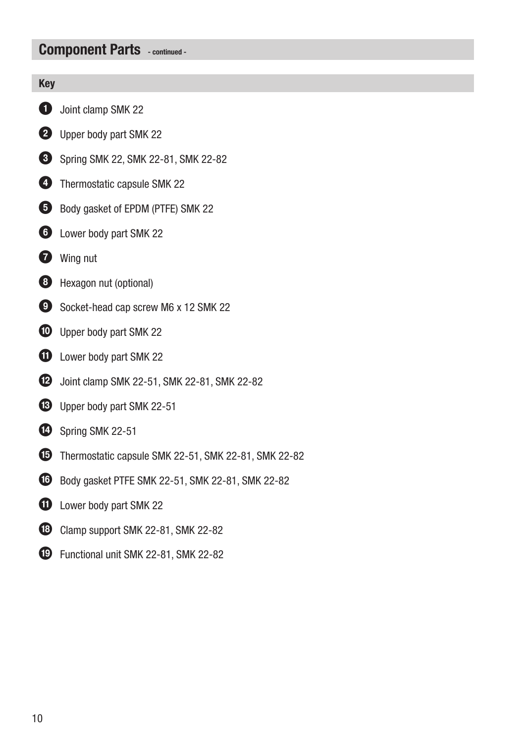## Component Parts - continued -

### Key

1. Joint clamp SMK 22
2. Upper body part SMK 22
3. Spring SMK 22, SMK 22-81, SMK 22-82
4. Thermostatic capsule SMK 22
5. Body gasket of EPDM (PTFE) SMK 22
6. Lower body part SMK 22
7. Wing nut
8. Hexagon nut (optional)
9. Socket-head cap screw M6 x 12 SMK 22
10. Upper body part SMK 22
11. Lower body part SMK 22
12. Joint clamp SMK 22-51, SMK 22-81, SMK 22-82
13. Upper body part SMK 22-51
14. Spring SMK 22-51
15. Thermostatic capsule SMK 22-51, SMK 22-81, SMK 22-82
16. Body gasket PTFE SMK 22-51, SMK 22-81, SMK 22-82

11 Lower body part SMK 22

18 Clamp support SMK 22-81, SMK 22-82

19 Functional unit SMK 22-81, SMK 22-82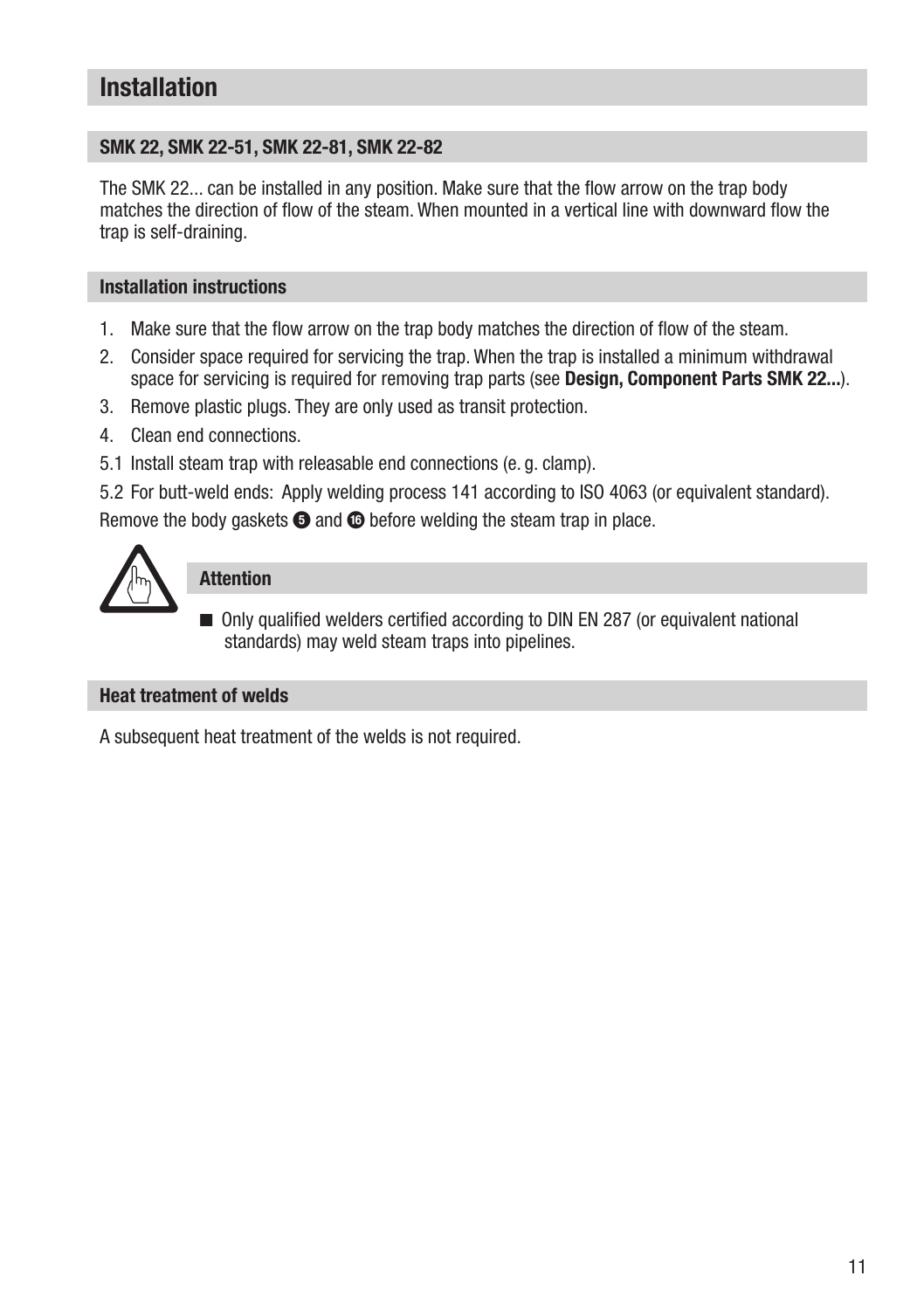# Installation

## SMK 22, SMK 22-51, SMK 22-81, SMK 22-82

The SMK 22... can be installed in any position. Make sure that the flow arrow on the trap body matches the direction of flow of the steam. When mounted in a vertical line with downward flow the trap is self-draining.

## Installation instructions

1. Make sure that the flow arrow on the trap body matches the direction of flow of the steam.
2. Consider space required for servicing the trap. When the trap is installed a minimum withdrawal space for servicing is required for removing trap parts (see **Design, Component Parts SMK 22...**).
3. Remove plastic plugs. They are only used as transit protection.
4. Clean end connections.

5.1 Install steam trap with releasable end connections (e. g. clamp).

5.2 For butt-weld ends: Apply welding process 141 according to ISO 4063 (or equivalent standard).

Remove the body gaskets ❺ and ⓰ before welding the steam trap in place.

## Attention

- Only qualified welders certified according to DIN EN 287 (or equivalent national standards) may weld steam traps into pipelines.

## Heat treatment of welds

A subsequent heat treatment of the welds is not required.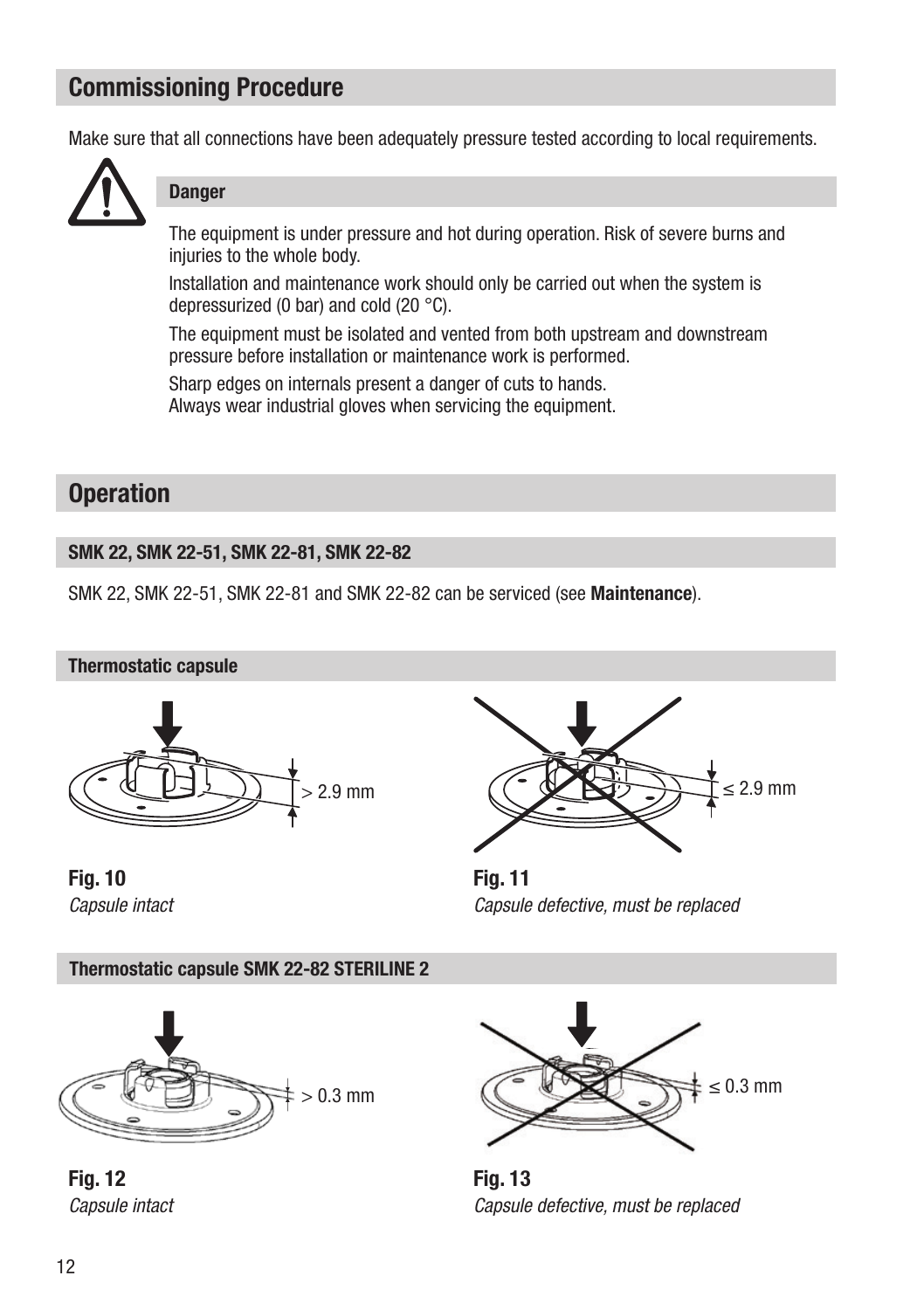## Commissioning Procedure

Make sure that all connections have been adequately pressure tested according to local requirements.

### Danger

The equipment is under pressure and hot during operation. Risk of severe burns and injuries to the whole body.

Installation and maintenance work should only be carried out when the system is depressurized (0 bar) and cold (20 °C).

The equipment must be isolated and vented from both upstream and downstream pressure before installation or maintenance work is performed.

Sharp edges on internals present a danger of cuts to hands.
Always wear industrial gloves when servicing the equipment.

## Operation

### SMK 22, SMK 22-51, SMK 22-81, SMK 22-82

SMK 22, SMK 22-51, SMK 22-81 and SMK 22-82 can be serviced (see **Maintenance**).

### Thermostatic capsule

> 2.9 mm

**Fig. 10**
*Capsule intact*

≤ 2.9 mm

**Fig. 11**
*Capsule defective, must be replaced*

### Thermostatic capsule SMK 22-82 STERILINE 2

> 0.3 mm

**Fig. 12**
*Capsule intact*

≤ 0.3 mm

**Fig. 13**
*Capsule defective, must be replaced*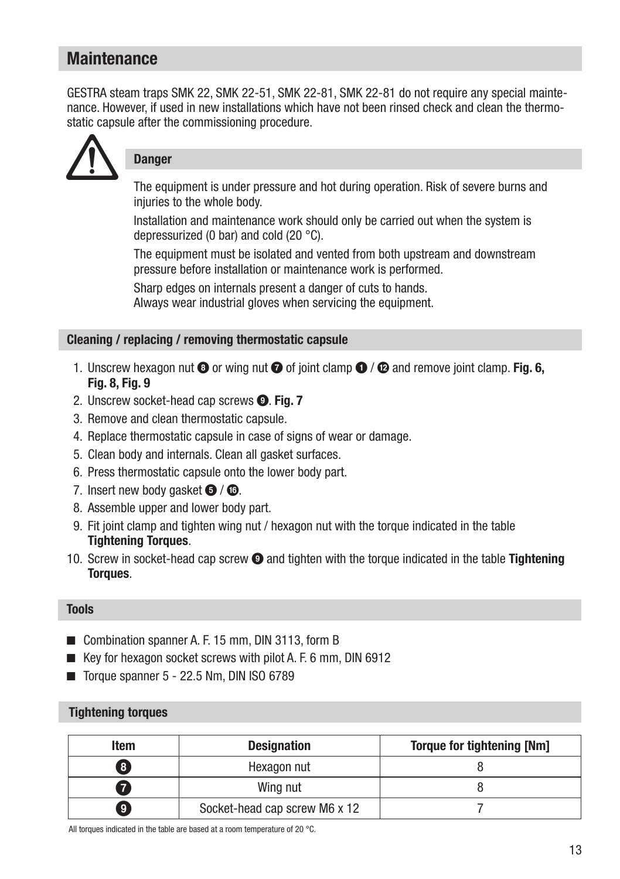## Maintenance

GESTRA steam traps SMK 22, SMK 22-51, SMK 22-81, SMK 22-81 do not require any special maintenance. However, if used in new installations which have not been rinsed check and clean the thermostatic capsule after the commissioning procedure.

### Danger

The equipment is under pressure and hot during operation. Risk of severe burns and injuries to the whole body.

Installation and maintenance work should only be carried out when the system is depressurized (0 bar) and cold (20 °C).

The equipment must be isolated and vented from both upstream and downstream pressure before installation or maintenance work is performed.

Sharp edges on internals present a danger of cuts to hands.
Always wear industrial gloves when servicing the equipment.

### Cleaning / replacing / removing thermostatic capsule

1. Unscrew hexagon nut ❽ or wing nut ❼ of joint clamp ❶ / ⓬ and remove joint clamp. **Fig. 6, Fig. 8, Fig. 9**
2. Unscrew socket-head cap screws ❾. **Fig. 7**
3. Remove and clean thermostatic capsule.
4. Replace thermostatic capsule in case of signs of wear or damage.
5. Clean body and internals. Clean all gasket surfaces.
6. Press thermostatic capsule onto the lower body part.
7. Insert new body gasket ❺ / ⓰.
8. Assemble upper and lower body part.
9. Fit joint clamp and tighten wing nut / hexagon nut with the torque indicated in the table **Tightening Torques**.
10. Screw in socket-head cap screw ❾ and tighten with the torque indicated in the table **Tightening Torques**.

### Tools

- Combination spanner A. F. 15 mm, DIN 3113, form B
- Key for hexagon socket screws with pilot A. F. 6 mm, DIN 6912
- Torque spanner 5 - 22.5 Nm, DIN ISO 6789

### Tightening torques

| Item | Designation | Torque for tightening [Nm] |
|---|---|---|
| ❽ | Hexagon nut | 8 |
| ❼ | Wing nut | 8 |
| ❾ | Socket-head cap screw M6 x 12 | 7 |

All torques indicated in the table are based at a room temperature of 20 °C.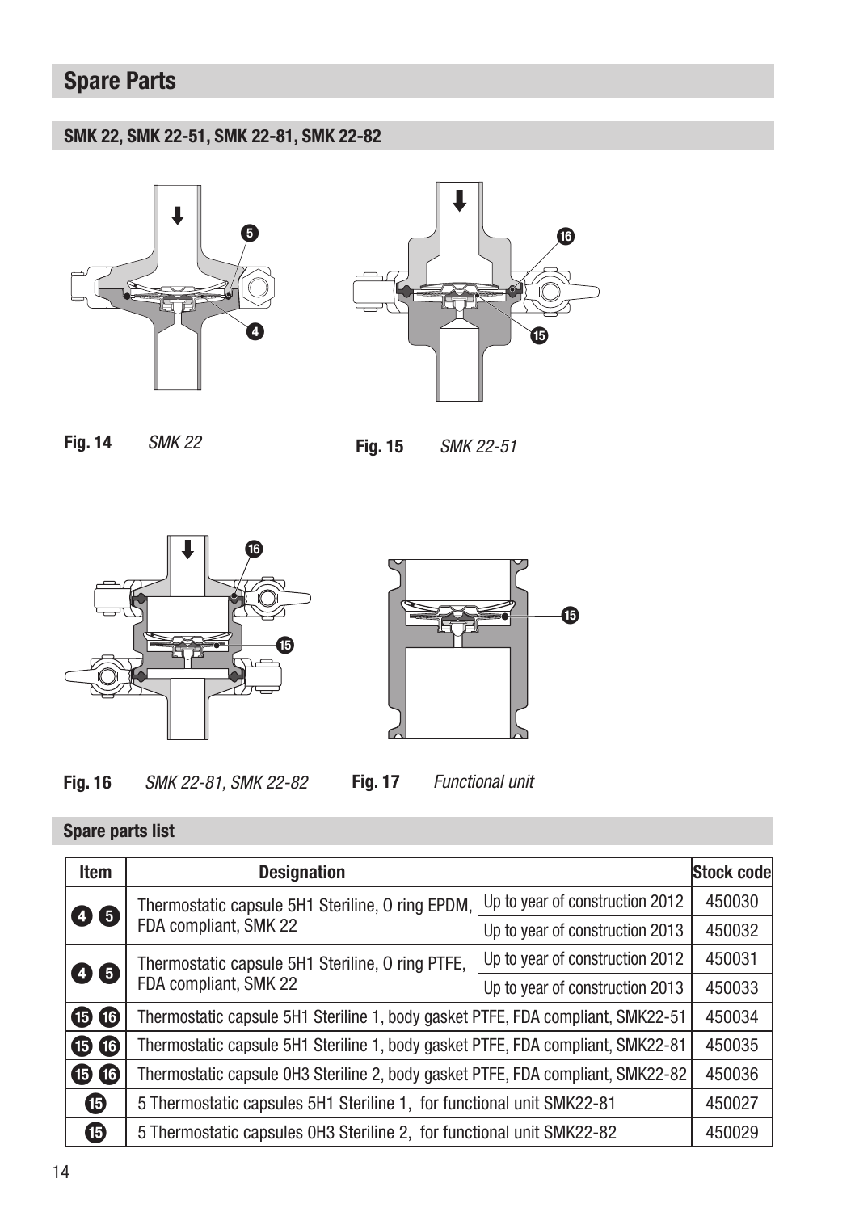# Spare Parts

## SMK 22, SMK 22-51, SMK 22-81, SMK 22-82

**Fig. 14** *SMK 22*

**Fig. 15** *SMK 22-51*

**Fig. 16** *SMK 22-81, SMK 22-82*

**Fig. 17** *Functional unit*

## Spare parts list

| Item | Designation | | Stock code |
|---|---|---|---|
| 4 5 | Thermostatic capsule 5H1 Steriline, O ring EPDM, FDA compliant, SMK 22 | Up to year of construction 2012 | 450030 |
| | | Up to year of construction 2013 | 450032 |
| 4 5 | Thermostatic capsule 5H1 Steriline, O ring PTFE, FDA compliant, SMK 22 | Up to year of construction 2012 | 450031 |
| | | Up to year of construction 2013 | 450033 |
| 15 16 | Thermostatic capsule 5H1 Steriline 1, body gasket PTFE, FDA compliant, SMK22-51 | | 450034 |
| 15 16 | Thermostatic capsule 5H1 Steriline 1, body gasket PTFE, FDA compliant, SMK22-81 | | 450035 |
| 15 16 | Thermostatic capsule 0H3 Steriline 2, body gasket PTFE, FDA compliant, SMK22-82 | | 450036 |
| 15 | 5 Thermostatic capsules 5H1 Steriline 1, for functional unit SMK22-81 | | 450027 |
| 15 | 5 Thermostatic capsules 0H3 Steriline 2, for functional unit SMK22-82 | | 450029 |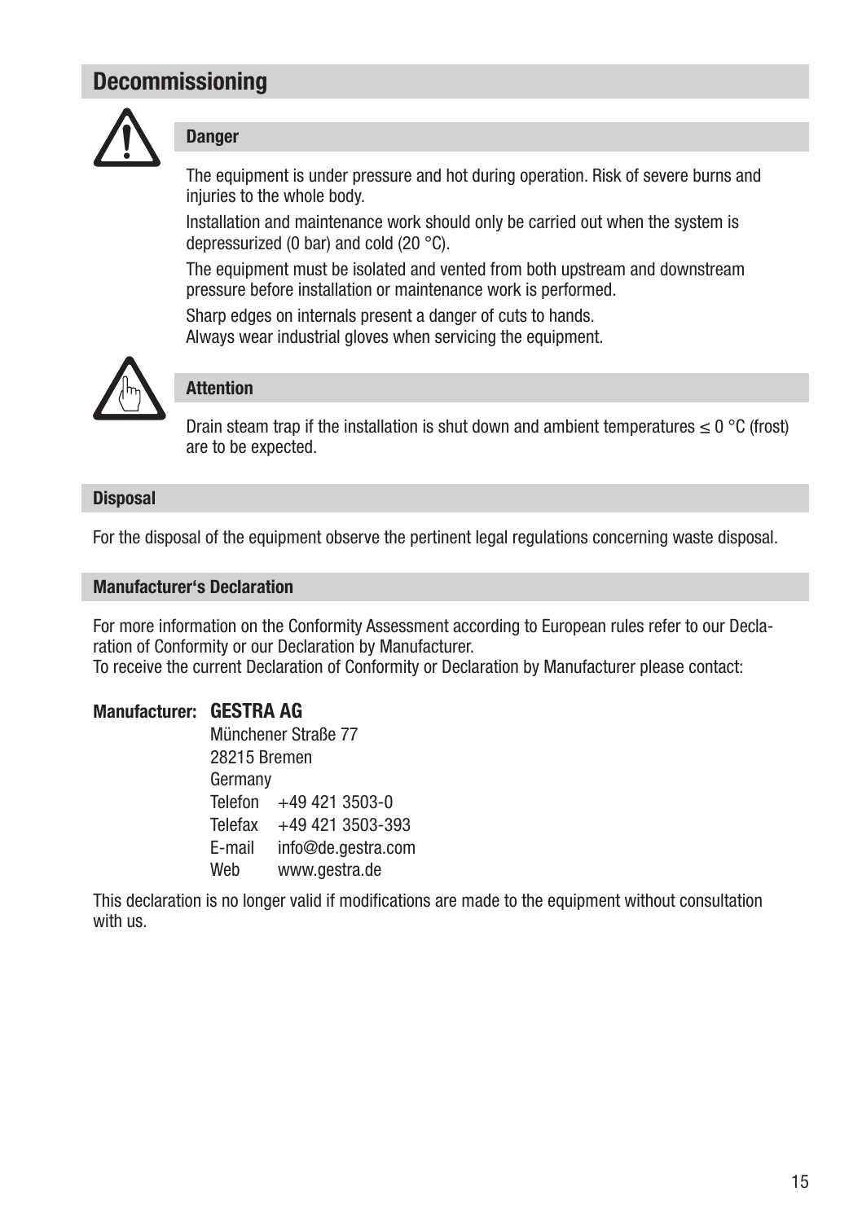# Decommissioning

### Danger

The equipment is under pressure and hot during operation. Risk of severe burns and injuries to the whole body.

Installation and maintenance work should only be carried out when the system is depressurized (0 bar) and cold (20 °C).

The equipment must be isolated and vented from both upstream and downstream pressure before installation or maintenance work is performed.

Sharp edges on internals present a danger of cuts to hands.
Always wear industrial gloves when servicing the equipment.

### Attention

Drain steam trap if the installation is shut down and ambient temperatures ≤ 0 °C (frost) are to be expected.

## Disposal

For the disposal of the equipment observe the pertinent legal regulations concerning waste disposal.

## Manufacturer's Declaration

For more information on the Conformity Assessment according to European rules refer to our Declaration of Conformity or our Declaration by Manufacturer.
To receive the current Declaration of Conformity or Declaration by Manufacturer please contact:

**Manufacturer:** **GESTRA AG**
Münchener Straße 77
28215 Bremen
Germany
Telefon +49 421 3503-0
Telefax +49 421 3503-393
E-mail info@de.gestra.com
Web www.gestra.de

This declaration is no longer valid if modifications are made to the equipment without consultation with us.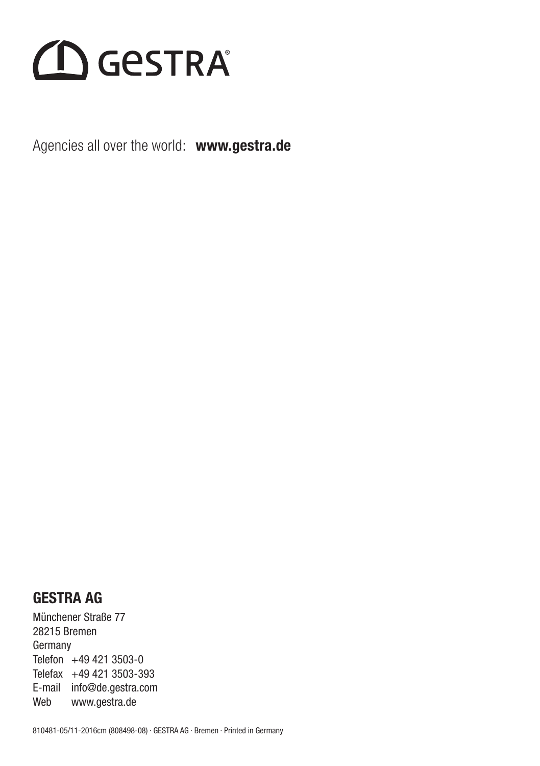GESTRA®

Agencies all over the world: **www.gestra.de**

## GESTRA AG

Münchener Straße 77
28215 Bremen
Germany
Telefon +49 421 3503-0
Telefax +49 421 3503-393
E-mail info@de.gestra.com
Web www.gestra.de

810481-05/11-2016cm (808498-08) · GESTRA AG · Bremen · Printed in Germany